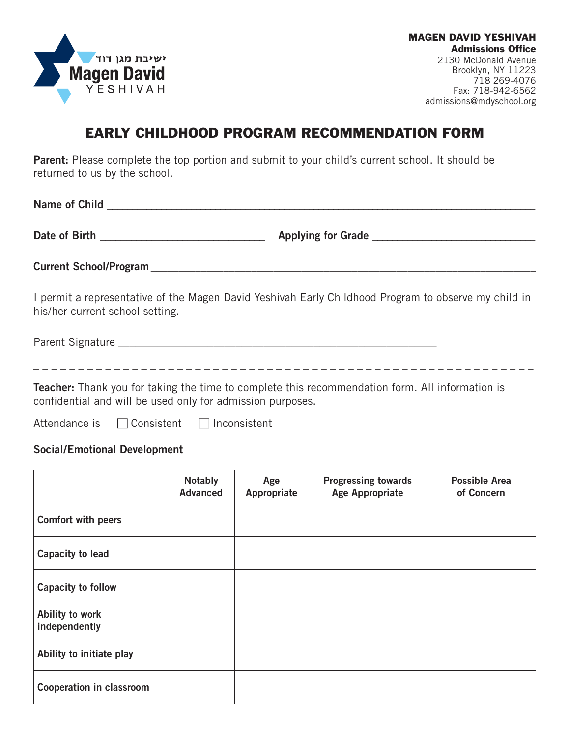ישיבת מגן דוד
**Magen David**
YESHIVAH

**MAGEN DAVID YESHIVAH**
**Admissions Office**
2130 McDonald Avenue
Brooklyn, NY 11223
718 269-4076
Fax: 718-942-6562
admissions@mdyschool.org

# EARLY CHILDHOOD PROGRAM RECOMMENDATION FORM

**Parent:** Please complete the top portion and submit to your child's current school. It should be returned to us by the school.

**Name of Child** ______________________________________________

**Date of Birth** ____________________________ **Applying for Grade** ____________________________

**Current School/Program** ______________________________________________

I permit a representative of the Magen David Yeshivah Early Childhood Program to observe my child in his/her current school setting.

Parent Signature ______________________________________________

---

**Teacher:** Thank you for taking the time to complete this recommendation form. All information is confidential and will be used only for admission purposes.

Attendance is ☐ Consistent ☐ Inconsistent

**Social/Emotional Development**

| | Notably Advanced | Age Appropriate | Progressing towards Age Appropriate | Possible Area of Concern |
|---|---|---|---|---|
| **Comfort with peers** | | | | |
| **Capacity to lead** | | | | |
| **Capacity to follow** | | | | |
| **Ability to work independently** | | | | |
| **Ability to initiate play** | | | | |
| **Cooperation in classroom** | | | | |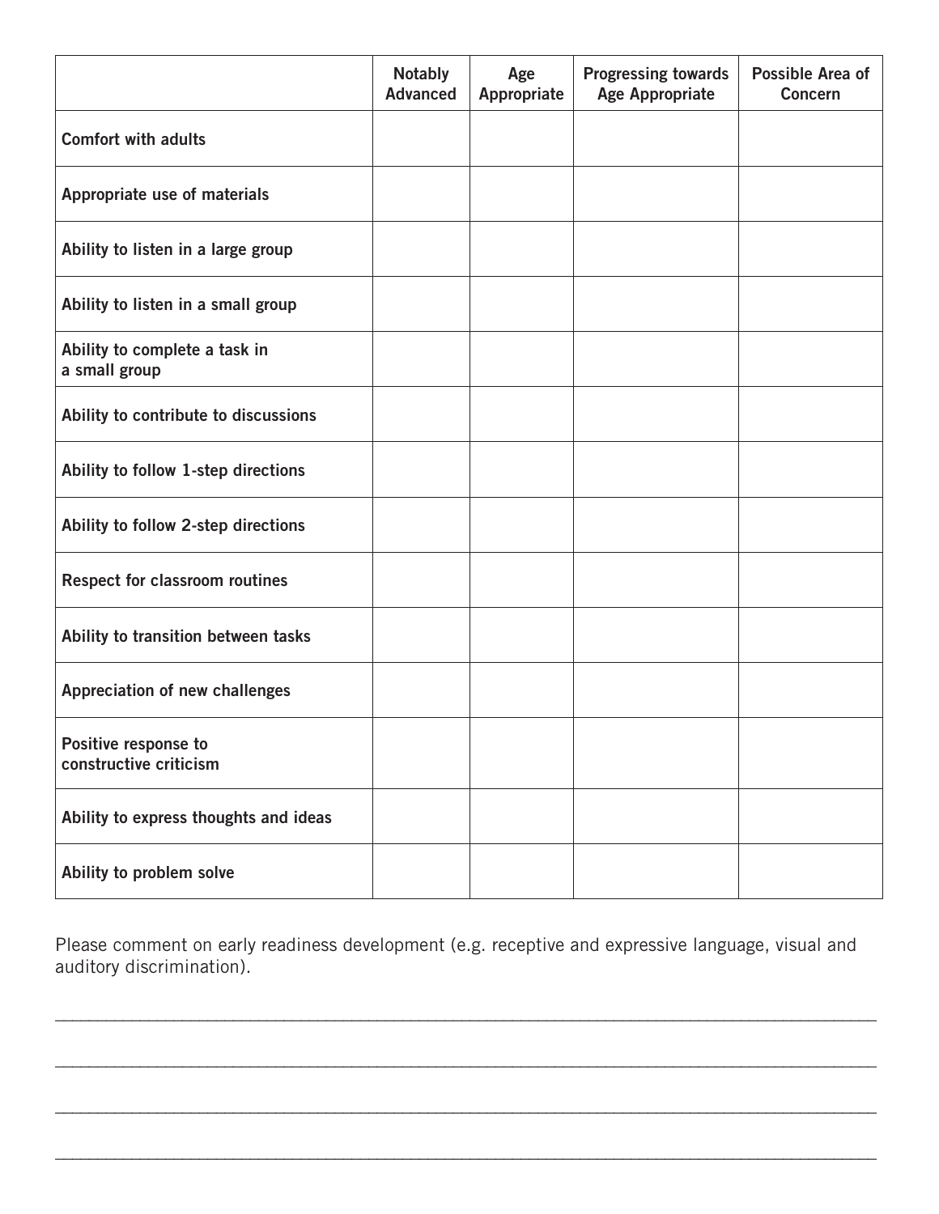| | Notably Advanced | Age Appropriate | Progressing towards Age Appropriate | Possible Area of Concern |
|---|---|---|---|---|
| **Comfort with adults** | | | | |
| **Appropriate use of materials** | | | | |
| **Ability to listen in a large group** | | | | |
| **Ability to listen in a small group** | | | | |
| **Ability to complete a task in a small group** | | | | |
| **Ability to contribute to discussions** | | | | |
| **Ability to follow 1-step directions** | | | | |
| **Ability to follow 2-step directions** | | | | |
| **Respect for classroom routines** | | | | |
| **Ability to transition between tasks** | | | | |
| **Appreciation of new challenges** | | | | |
| **Positive response to constructive criticism** | | | | |
| **Ability to express thoughts and ideas** | | | | |
| **Ability to problem solve** | | | | |

Please comment on early readiness development (e.g. receptive and expressive language, visual and auditory discrimination).

\_\_\_\_\_\_\_\_\_\_\_\_\_\_\_\_\_\_\_\_\_\_\_\_\_\_\_\_\_\_\_\_\_\_\_\_\_\_\_\_\_\_\_\_\_\_\_\_\_\_\_\_\_\_\_\_\_\_\_\_\_\_\_\_\_\_\_\_\_\_\_\_\_\_\_\_\_\_

\_\_\_\_\_\_\_\_\_\_\_\_\_\_\_\_\_\_\_\_\_\_\_\_\_\_\_\_\_\_\_\_\_\_\_\_\_\_\_\_\_\_\_\_\_\_\_\_\_\_\_\_\_\_\_\_\_\_\_\_\_\_\_\_\_\_\_\_\_\_\_\_\_\_\_\_\_\_

\_\_\_\_\_\_\_\_\_\_\_\_\_\_\_\_\_\_\_\_\_\_\_\_\_\_\_\_\_\_\_\_\_\_\_\_\_\_\_\_\_\_\_\_\_\_\_\_\_\_\_\_\_\_\_\_\_\_\_\_\_\_\_\_\_\_\_\_\_\_\_\_\_\_\_\_\_\_

\_\_\_\_\_\_\_\_\_\_\_\_\_\_\_\_\_\_\_\_\_\_\_\_\_\_\_\_\_\_\_\_\_\_\_\_\_\_\_\_\_\_\_\_\_\_\_\_\_\_\_\_\_\_\_\_\_\_\_\_\_\_\_\_\_\_\_\_\_\_\_\_\_\_\_\_\_\_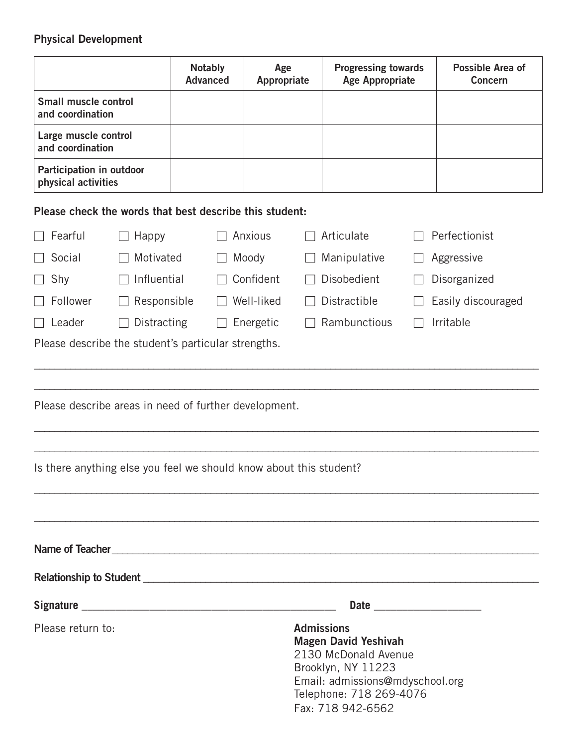**Physical Development**

| | Notably Advanced | Age Appropriate | Progressing towards Age Appropriate | Possible Area of Concern |
|---|---|---|---|---|
| **Small muscle control and coordination** | | | | |
| **Large muscle control and coordination** | | | | |
| **Participation in outdoor physical activities** | | | | |

**Please check the words that best describe this student:**

- ☐ Fearful
- ☐ Happy
- ☐ Anxious
- ☐ Articulate
- ☐ Perfectionist
- ☐ Social
- ☐ Motivated
- ☐ Moody
- ☐ Manipulative
- ☐ Aggressive
- ☐ Shy
- ☐ Influential
- ☐ Confident
- ☐ Disobedient
- ☐ Disorganized
- ☐ Follower
- ☐ Responsible
- ☐ Well-liked
- ☐ Distractible
- ☐ Easily discouraged
- ☐ Leader
- ☐ Distracting
- ☐ Energetic
- ☐ Rambunctious
- ☐ Irritable

Please describe the student's particular strengths.

\_\_\_\_\_\_\_\_\_\_\_\_\_\_\_\_\_\_\_\_\_\_\_\_\_\_\_\_\_\_\_\_\_\_\_\_\_\_\_\_\_\_\_\_\_\_\_\_\_\_\_\_\_\_\_\_\_\_\_\_\_\_\_\_\_\_\_\_\_\_\_\_

\_\_\_\_\_\_\_\_\_\_\_\_\_\_\_\_\_\_\_\_\_\_\_\_\_\_\_\_\_\_\_\_\_\_\_\_\_\_\_\_\_\_\_\_\_\_\_\_\_\_\_\_\_\_\_\_\_\_\_\_\_\_\_\_\_\_\_\_\_\_\_\_

Please describe areas in need of further development.

\_\_\_\_\_\_\_\_\_\_\_\_\_\_\_\_\_\_\_\_\_\_\_\_\_\_\_\_\_\_\_\_\_\_\_\_\_\_\_\_\_\_\_\_\_\_\_\_\_\_\_\_\_\_\_\_\_\_\_\_\_\_\_\_\_\_\_\_\_\_\_\_

\_\_\_\_\_\_\_\_\_\_\_\_\_\_\_\_\_\_\_\_\_\_\_\_\_\_\_\_\_\_\_\_\_\_\_\_\_\_\_\_\_\_\_\_\_\_\_\_\_\_\_\_\_\_\_\_\_\_\_\_\_\_\_\_\_\_\_\_\_\_\_\_

Is there anything else you feel we should know about this student?

\_\_\_\_\_\_\_\_\_\_\_\_\_\_\_\_\_\_\_\_\_\_\_\_\_\_\_\_\_\_\_\_\_\_\_\_\_\_\_\_\_\_\_\_\_\_\_\_\_\_\_\_\_\_\_\_\_\_\_\_\_\_\_\_\_\_\_\_\_\_\_\_

\_\_\_\_\_\_\_\_\_\_\_\_\_\_\_\_\_\_\_\_\_\_\_\_\_\_\_\_\_\_\_\_\_\_\_\_\_\_\_\_\_\_\_\_\_\_\_\_\_\_\_\_\_\_\_\_\_\_\_\_\_\_\_\_\_\_\_\_\_\_\_\_

**Name of Teacher** \_\_\_\_\_\_\_\_\_\_\_\_\_\_\_\_\_\_\_\_\_\_\_\_\_\_\_\_\_\_\_\_\_\_\_\_\_\_\_\_\_\_\_\_\_\_\_\_\_\_\_\_\_\_\_\_

**Relationship to Student** \_\_\_\_\_\_\_\_\_\_\_\_\_\_\_\_\_\_\_\_\_\_\_\_\_\_\_\_\_\_\_\_\_\_\_\_\_\_\_\_\_\_\_\_\_\_\_\_\_\_

**Signature** \_\_\_\_\_\_\_\_\_\_\_\_\_\_\_\_\_\_\_\_\_\_\_\_\_\_\_\_\_\_\_\_\_\_\_\_ **Date** \_\_\_\_\_\_\_\_\_\_\_\_\_\_\_

Please return to:

**Admissions**
**Magen David Yeshivah**
2130 McDonald Avenue
Brooklyn, NY 11223
Email: admissions@mdyschool.org
Telephone: 718 269-4076
Fax: 718 942-6562